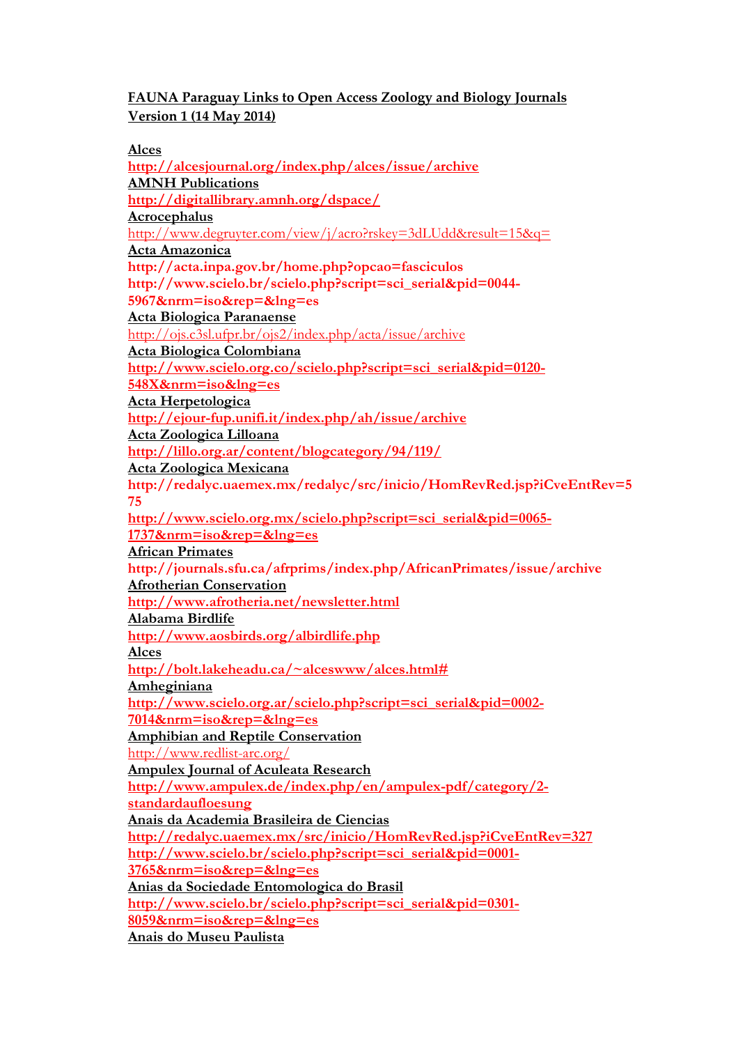**FAUNA Paraguay Links to Open Access Zoology and Biology Journals**
**Version 1 (14 May 2014)**

**Alces**
**http://alcesjournal.org/index.php/alces/issue/archive**
**AMNH Publications**
**http://digitallibrary.amnh.org/dspace/**
**Acrocephalus**
http://www.degruyter.com/view/j/acro?rskey=3dLUdd&result=15&q=
**Acta Amazonica**
**http://acta.inpa.gov.br/home.php?opcao=fasciculos**
**http://www.scielo.br/scielo.php?script=sci_serial&pid=0044-5967&nrm=iso&rep=&lng=es**
**Acta Biologica Paranaense**
http://ojs.c3sl.ufpr.br/ojs2/index.php/acta/issue/archive
**Acta Biologica Colombiana**
**http://www.scielo.org.co/scielo.php?script=sci_serial&pid=0120-548X&nrm=iso&lng=es**
**Acta Herpetologica**
**http://ejour-fup.unifi.it/index.php/ah/issue/archive**
**Acta Zoologica Lilloana**
**http://lillo.org.ar/content/blogcategory/94/119/**
**Acta Zoologica Mexicana**
**http://redalyc.uaemex.mx/redalyc/src/inicio/HomRevRed.jsp?iCveEntRev=575**
**http://www.scielo.org.mx/scielo.php?script=sci_serial&pid=0065-1737&nrm=iso&rep=&lng=es**
**African Primates**
**http://journals.sfu.ca/afrprims/index.php/AfricanPrimates/issue/archive**
**Afrotherian Conservation**
**http://www.afrotheria.net/newsletter.html**
**Alabama Birdlife**
**http://www.aosbirds.org/albirdlife.php**
**Alces**
**http://bolt.lakeheadu.ca/~alceswww/alces.html#**
**Amheginiana**
**http://www.scielo.org.ar/scielo.php?script=sci_serial&pid=0002-7014&nrm=iso&rep=&lng=es**
**Amphibian and Reptile Conservation**
http://www.redlist-arc.org/
**Ampulex Journal of Aculeata Research**
**http://www.ampulex.de/index.php/en/ampulex-pdf/category/2-standardaufloesung**
**Anais da Academia Brasileira de Ciencias**
**http://redalyc.uaemex.mx/src/inicio/HomRevRed.jsp?iCveEntRev=327**
**http://www.scielo.br/scielo.php?script=sci_serial&pid=0001-3765&nrm=iso&rep=&lng=es**
**Anias da Sociedade Entomologica do Brasil**
**http://www.scielo.br/scielo.php?script=sci_serial&pid=0301-8059&nrm=iso&rep=&lng=es**
**Anais do Museu Paulista**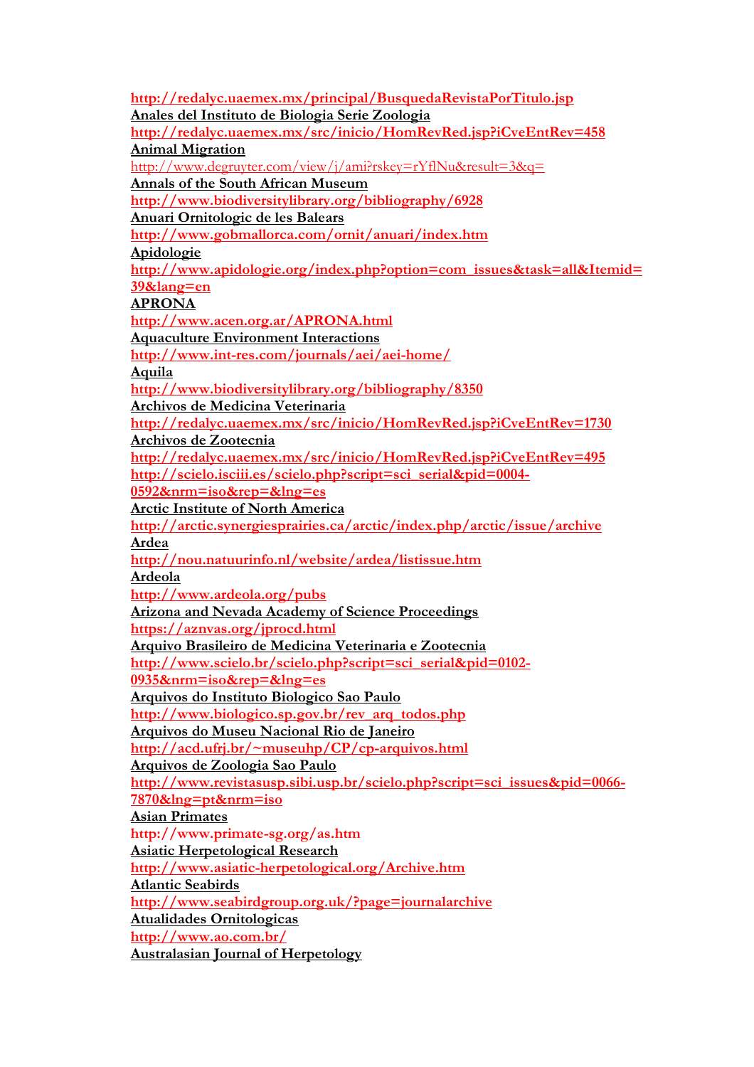http://redalyc.uaemex.mx/principal/BusquedaRevistaPorTitulo.jsp

Anales del Instituto de Biologia Serie Zoologia

http://redalyc.uaemex.mx/src/inicio/HomRevRed.jsp?iCveEntRev=458

Animal Migration

http://www.degruyter.com/view/j/ami?rskey=rYflNu&result=3&q=

Annals of the South African Museum

http://www.biodiversitylibrary.org/bibliography/6928

Anuari Ornitologic de les Balears

http://www.gobmallorca.com/ornit/anuari/index.htm

Apidologie

http://www.apidologie.org/index.php?option=com_issues&task=all&Itemid=39&lang=en

APRONA

http://www.acen.org.ar/APRONA.html

Aquaculture Environment Interactions

http://www.int-res.com/journals/aei/aei-home/

Aquila

http://www.biodiversitylibrary.org/bibliography/8350

Archivos de Medicina Veterinaria

http://redalyc.uaemex.mx/src/inicio/HomRevRed.jsp?iCveEntRev=1730

Archivos de Zootecnia

http://redalyc.uaemex.mx/src/inicio/HomRevRed.jsp?iCveEntRev=495

http://scielo.isciii.es/scielo.php?script=sci_serial&pid=0004-0592&nrm=iso&rep=&lng=es

Arctic Institute of North America

http://arctic.synergiesprairies.ca/arctic/index.php/arctic/issue/archive

Ardea

http://nou.natuurinfo.nl/website/ardea/listissue.htm

Ardeola

http://www.ardeola.org/pubs

Arizona and Nevada Academy of Science Proceedings

https://aznvas.org/jprocd.html

Arquivo Brasileiro de Medicina Veterinaria e Zootecnia

http://www.scielo.br/scielo.php?script=sci_serial&pid=0102-0935&nrm=iso&rep=&lng=es

Arquivos do Instituto Biologico Sao Paulo

http://www.biologico.sp.gov.br/rev_arq_todos.php

Arquivos do Museu Nacional Rio de Janeiro

http://acd.ufrj.br/~museuhp/CP/cp-arquivos.html

Arquivos de Zoologia Sao Paulo

http://www.revistasusp.sibi.usp.br/scielo.php?script=sci_issues&pid=0066-7870&lng=pt&nrm=iso

Asian Primates

http://www.primate-sg.org/as.htm

Asiatic Herpetological Research

http://www.asiatic-herpetological.org/Archive.htm

Atlantic Seabirds

http://www.seabirdgroup.org.uk/?page=journalarchive

Atualidades Ornitologicas

http://www.ao.com.br/

Australasian Journal of Herpetology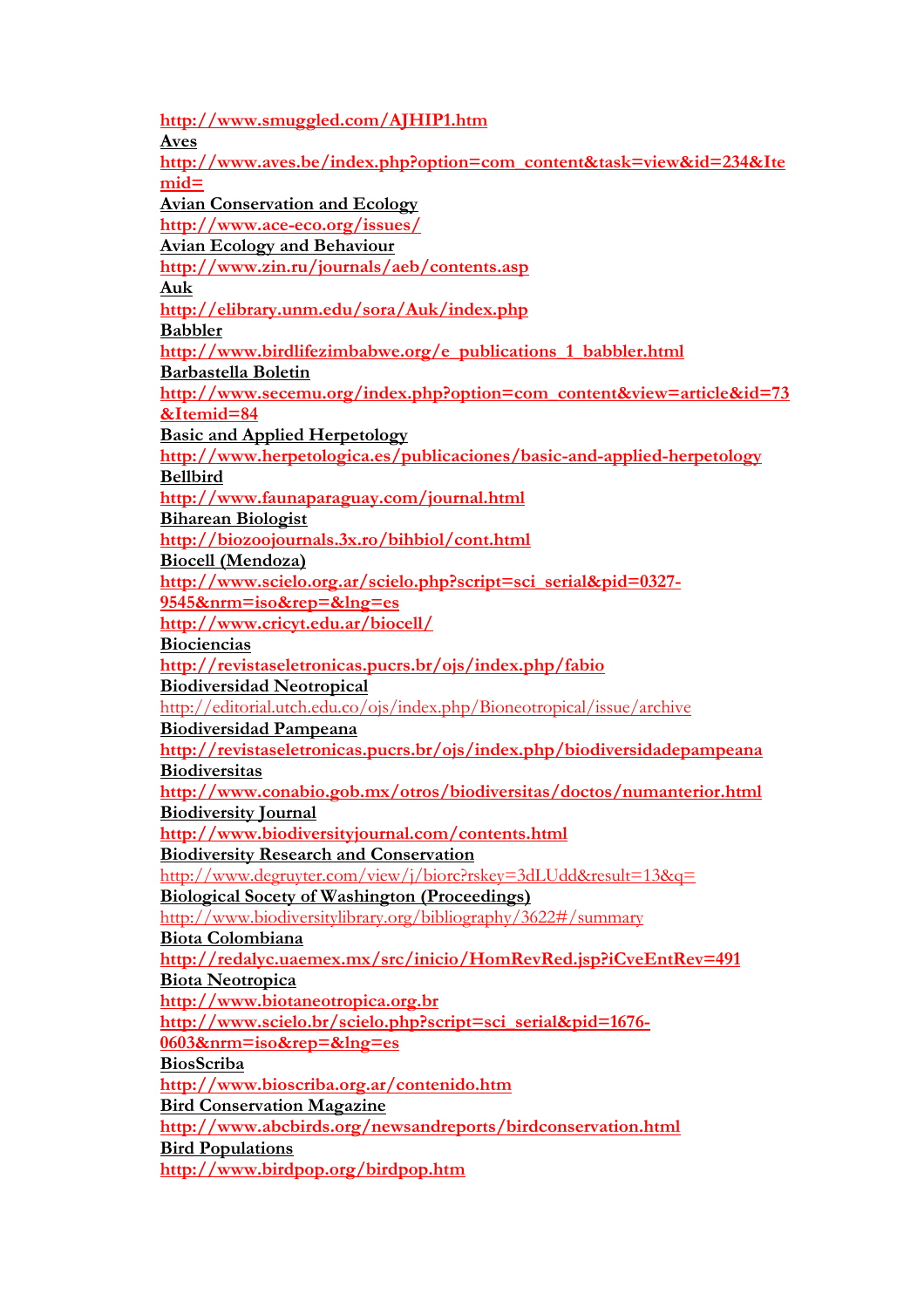http://www.smuggled.com/AJHIP1.htm

**Aves**

http://www.aves.be/index.php?option=com_content&task=view&id=234&Itemid=

**Avian Conservation and Ecology**

http://www.ace-eco.org/issues/

**Avian Ecology and Behaviour**

http://www.zin.ru/journals/aeb/contents.asp

**Auk**

http://elibrary.unm.edu/sora/Auk/index.php

**Babbler**

http://www.birdlifezimbabwe.org/e_publications_1_babbler.html

**Barbastella Boletin**

http://www.secemu.org/index.php?option=com_content&view=article&id=73&Itemid=84

**Basic and Applied Herpetology**

http://www.herpetologica.es/publicaciones/basic-and-applied-herpetology

**Bellbird**

http://www.faunaparaguay.com/journal.html

**Biharean Biologist**

http://biozoojournals.3x.ro/bihbiol/cont.html

**Biocell (Mendoza)**

http://www.scielo.org.ar/scielo.php?script=sci_serial&pid=0327-9545&nrm=iso&rep=&lng=es

http://www.cricyt.edu.ar/biocell/

**Biociencias**

http://revistaseletronicas.pucrs.br/ojs/index.php/fabio

**Biodiversidad Neotropical**

http://editorial.utch.edu.co/ojs/index.php/Bioneotropical/issue/archive

**Biodiversidad Pampeana**

http://revistaseletronicas.pucrs.br/ojs/index.php/biodiversidadepampeana

**Biodiversitas**

http://www.conabio.gob.mx/otros/biodiversitas/doctos/numanterior.html

**Biodiversity Journal**

http://www.biodiversityjournal.com/contents.html

**Biodiversity Research and Conservation**

http://www.degruyter.com/view/j/biorc?rskey=3dLUdd&result=13&q=

**Biological Socety of Washington (Proceedings)**

http://www.biodiversitylibrary.org/bibliography/3622#/summary

**Biota Colombiana**

http://redalyc.uaemex.mx/src/inicio/HomRevRed.jsp?iCveEntRev=491

**Biota Neotropica**

http://www.biotaneotropica.org.br

http://www.scielo.br/scielo.php?script=sci_serial&pid=1676-0603&nrm=iso&rep=&lng=es

**BiosScriba**

http://www.bioscriba.org.ar/contenido.htm

**Bird Conservation Magazine**

http://www.abcbirds.org/newsandreports/birdconservation.html

**Bird Populations**

http://www.birdpop.org/birdpop.htm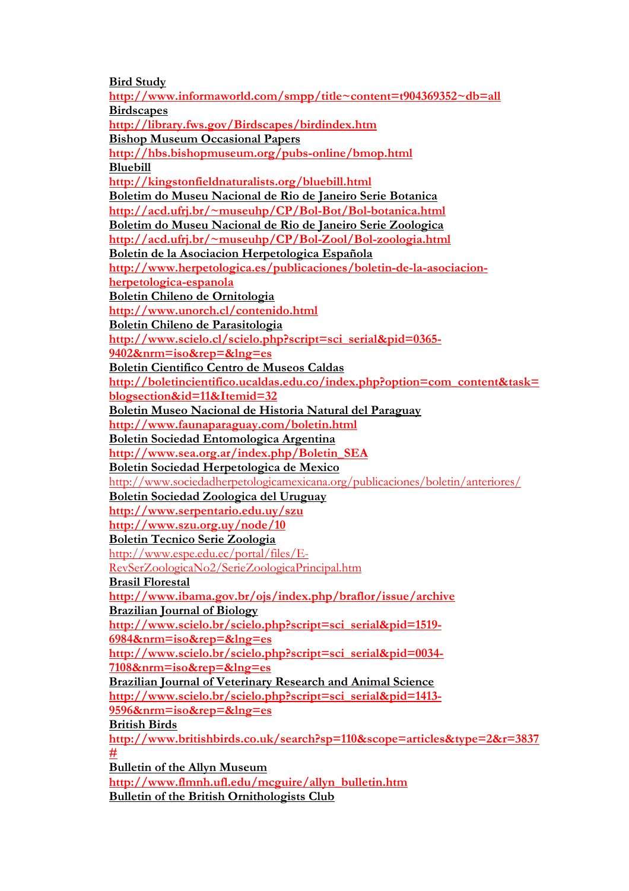**Bird Study**
http://www.informaworld.com/smpp/title~content=t904369352~db=all
**Birdscapes**
http://library.fws.gov/Birdscapes/birdindex.htm
**Bishop Museum Occasional Papers**
http://hbs.bishopmuseum.org/pubs-online/bmop.html
**Bluebill**
http://kingstonfieldnaturalists.org/bluebill.html
**Boletim do Museu Nacional de Rio de Janeiro Serie Botanica**
http://acd.ufrj.br/~museuhp/CP/Bol-Bot/Bol-botanica.html
**Boletim do Museu Nacional de Rio de Janeiro Serie Zoologica**
http://acd.ufrj.br/~museuhp/CP/Bol-Zool/Bol-zoologia.html
**Boletin de la Asociacion Herpetologica Española**
http://www.herpetologica.es/publicaciones/boletin-de-la-asociacion-herpetologica-espanola
**Boletin Chileno de Ornitologia**
http://www.unorch.cl/contenido.html
**Boletin Chileno de Parasitologia**
http://www.scielo.cl/scielo.php?script=sci_serial&pid=0365-9402&nrm=iso&rep=&lng=es
**Boletin Cientifico Centro de Museos Caldas**
http://boletincientifico.ucaldas.edu.co/index.php?option=com_content&task=blogsection&id=11&Itemid=32
**Boletin Museo Nacional de Historia Natural del Paraguay**
http://www.faunaparaguay.com/boletin.html
**Boletin Sociedad Entomologica Argentina**
http://www.sea.org.ar/index.php/Boletin_SEA
**Boletin Sociedad Herpetologica de Mexico**
http://www.sociedadherpetologicamexicana.org/publicaciones/boletin/anteriores/
**Boletin Sociedad Zoologica del Uruguay**
http://www.serpentario.edu.uy/szu
http://www.szu.org.uy/node/10
**Boletin Tecnico Serie Zoologia**
http://www.espe.edu.ec/portal/files/E-RevSerZoologicaNo2/SerieZoologicaPrincipal.htm
**Brasil Florestal**
http://www.ibama.gov.br/ojs/index.php/braflor/issue/archive
**Brazilian Journal of Biology**
http://www.scielo.br/scielo.php?script=sci_serial&pid=1519-6984&nrm=iso&rep=&lng=es
http://www.scielo.br/scielo.php?script=sci_serial&pid=0034-7108&nrm=iso&rep=&lng=es
**Brazilian Journal of Veterinary Research and Animal Science**
http://www.scielo.br/scielo.php?script=sci_serial&pid=1413-9596&nrm=iso&rep=&lng=es
**British Birds**
http://www.britishbirds.co.uk/search?sp=110&scope=articles&type=2&r=3837#
**Bulletin of the Allyn Museum**
http://www.flmnh.ufl.edu/mcguire/allyn_bulletin.htm
**Bulletin of the British Ornithologists Club**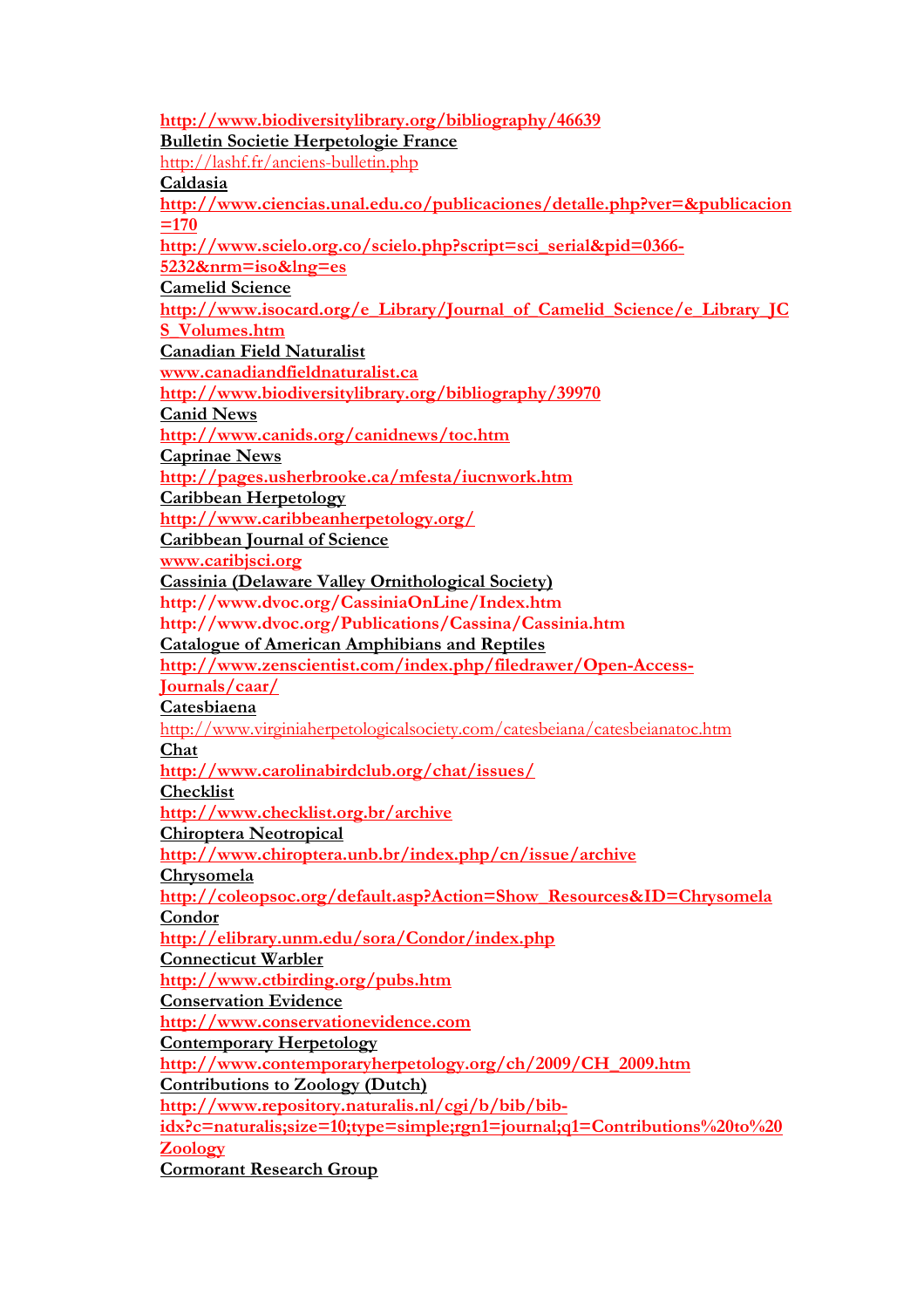http://www.biodiversitylibrary.org/bibliography/46639

**Bulletin Societie Herpetologie France**

http://lashf.fr/anciens-bulletin.php

**Caldasia**

http://www.ciencias.unal.edu.co/publicaciones/detalle.php?ver=&publicacion=170

http://www.scielo.org.co/scielo.php?script=sci_serial&pid=0366-5232&nrm=iso&lng=es

**Camelid Science**

http://www.isocard.org/e_Library/Journal_of_Camelid_Science/e_Library_JCS_Volumes.htm

**Canadian Field Naturalist**

www.canadianfieldnaturalist.ca

http://www.biodiversitylibrary.org/bibliography/39970

**Canid News**

http://www.canids.org/canidnews/toc.htm

**Caprinae News**

http://pages.usherbrooke.ca/mfesta/iucnwork.htm

**Caribbean Herpetology**

http://www.caribbeanherpetology.org/

**Caribbean Journal of Science**

www.caribjsci.org

**Cassinia (Delaware Valley Ornithological Society)**

http://www.dvoc.org/CassiniaOnLine/Index.htm

http://www.dvoc.org/Publications/Cassina/Cassinia.htm

**Catalogue of American Amphibians and Reptiles**

http://www.zenscientist.com/index.php/filedrawer/Open-Access-Journals/caar/

**Catesbiaena**

http://www.virginiaherpetologicalsociety.com/catesbeiana/catesbeianatoc.htm

**Chat**

http://www.carolinabirdclub.org/chat/issues/

**Checklist**

http://www.checklist.org.br/archive

**Chiroptera Neotropical**

http://www.chiroptera.unb.br/index.php/cn/issue/archive

**Chrysomela**

http://coleopsoc.org/default.asp?Action=Show_Resources&ID=Chrysomela

**Condor**

http://elibrary.unm.edu/sora/Condor/index.php

**Connecticut Warbler**

http://www.ctbirding.org/pubs.htm

**Conservation Evidence**

http://www.conservationevidence.com

**Contemporary Herpetology**

http://www.contemporaryherpetology.org/ch/2009/CH_2009.htm

**Contributions to Zoology (Dutch)**

http://www.repository.naturalis.nl/cgi/b/bib/bib-idx?c=naturalis;size=10;type=simple;rgn1=journal;q1=Contributions%20to%20Zoology

**Cormorant Research Group**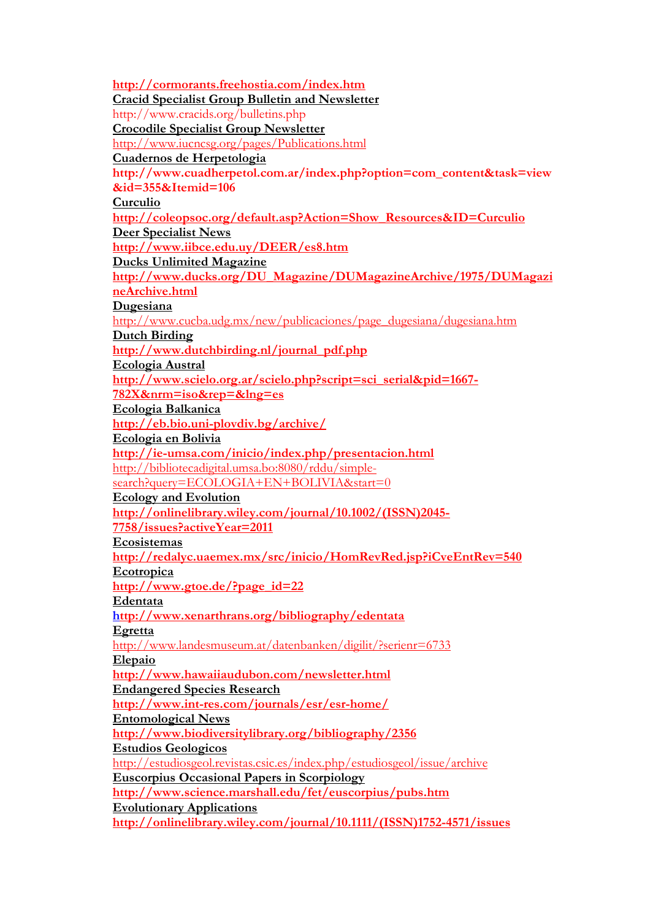http://cormorants.freehostia.com/index.htm

**Cracid Specialist Group Bulletin and Newsletter**

http://www.cracids.org/bulletins.php

**Crocodile Specialist Group Newsletter**

http://www.iucncsg.org/pages/Publications.html

**Cuadernos de Herpetologia**

http://www.cuadherpetol.com.ar/index.php?option=com_content&task=view&id=355&Itemid=106

**Curculio**

http://coleopsoc.org/default.asp?Action=Show_Resources&ID=Curculio

**Deer Specialist News**

http://www.iibce.edu.uy/DEER/es8.htm

**Ducks Unlimited Magazine**

http://www.ducks.org/DU_Magazine/DUMagazineArchive/1975/DUMagazineArchive.html

**Dugesiana**

http://www.cucba.udg.mx/new/publicaciones/page_dugesiana/dugesiana.htm

**Dutch Birding**

http://www.dutchbirding.nl/journal_pdf.php

**Ecologia Austral**

http://www.scielo.org.ar/scielo.php?script=sci_serial&pid=1667-782X&nrm=iso&rep=&lng=es

**Ecologia Balkanica**

http://eb.bio.uni-plovdiv.bg/archive/

**Ecologia en Bolivia**

http://ie-umsa.com/inicio/index.php/presentacion.html

http://bibliotecadigital.umsa.bo:8080/rddu/simple-search?query=ECOLOGIA+EN+BOLIVIA&start=0

**Ecology and Evolution**

http://onlinelibrary.wiley.com/journal/10.1002/(ISSN)2045-7758/issues?activeYear=2011

**Ecosistemas**

http://redalyc.uaemex.mx/src/inicio/HomRevRed.jsp?iCveEntRev=540

**Ecotropica**

http://www.gtoe.de/?page_id=22

**Edentata**

http://www.xenarthrans.org/bibliography/edentata

**Egretta**

http://www.landesmuseum.at/datenbanken/digilit/?serienr=6733

**Elepaio**

http://www.hawaiiaudubon.com/newsletter.html

**Endangered Species Research**

http://www.int-res.com/journals/esr/esr-home/

**Entomological News**

http://www.biodiversitylibrary.org/bibliography/2356

**Estudios Geologicos**

http://estudiosgeol.revistas.csic.es/index.php/estudiosgeol/issue/archive

**Euscorpius Occasional Papers in Scorpiology**

http://www.science.marshall.edu/fet/euscorpius/pubs.htm

**Evolutionary Applications**

http://onlinelibrary.wiley.com/journal/10.1111/(ISSN)1752-4571/issues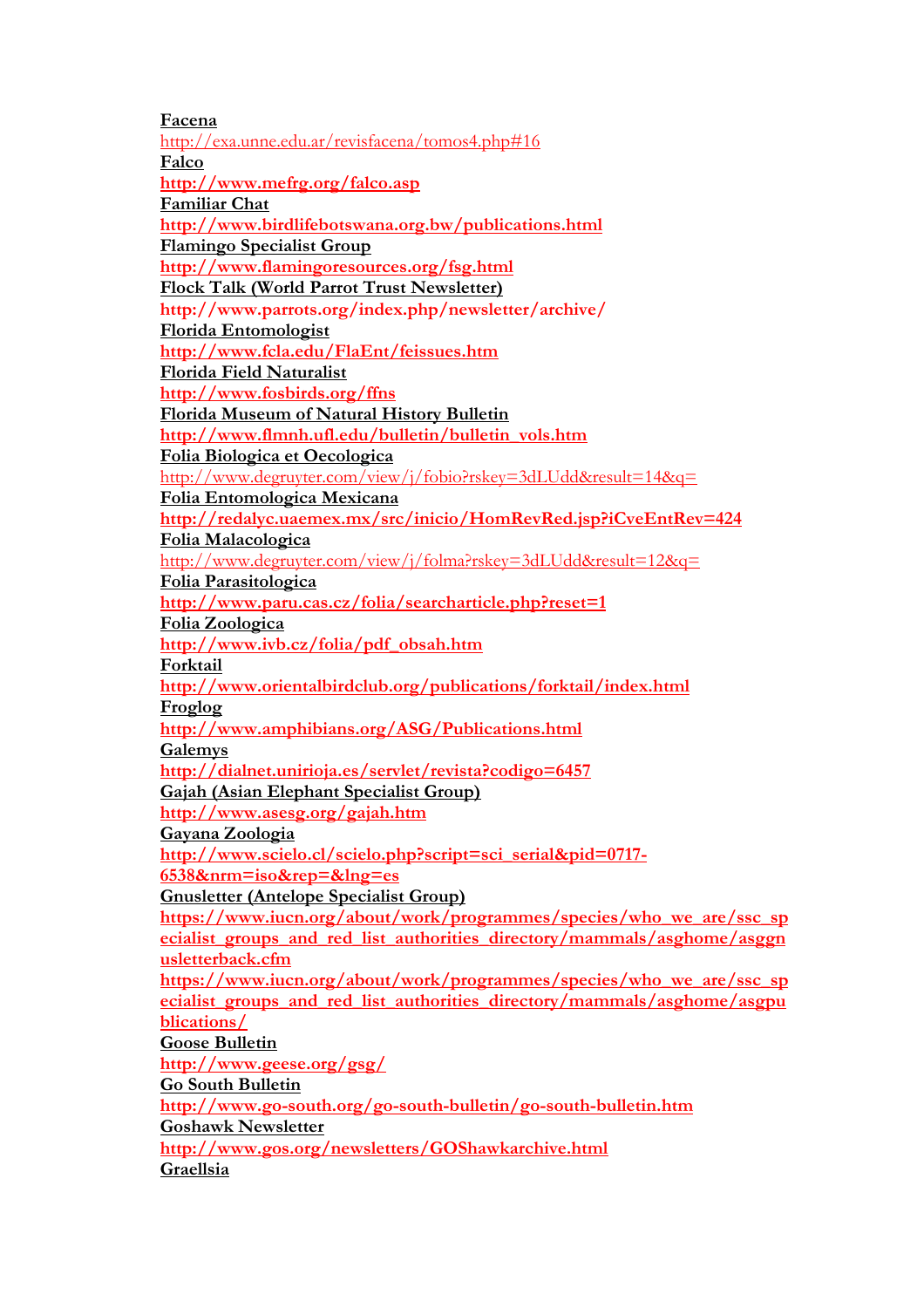**Facena**

http://exa.unne.edu.ar/revisfacena/tomos4.php#16

**Falco**

**http://www.mefrg.org/falco.asp**

**Familiar Chat**

**http://www.birdlifebotswana.org.bw/publications.html**

**Flamingo Specialist Group**

**http://www.flamingoresources.org/fsg.html**

**Flock Talk (World Parrot Trust Newsletter)**

**http://www.parrots.org/index.php/newsletter/archive/**

**Florida Entomologist**

**http://www.fcla.edu/FlaEnt/feissues.htm**

**Florida Field Naturalist**

**http://www.fosbirds.org/ffns**

**Florida Museum of Natural History Bulletin**

**http://www.flmnh.ufl.edu/bulletin/bulletin_vols.htm**

**Folia Biologica et Oecologica**

http://www.degruyter.com/view/j/fobio?rskey=3dLUdd&result=14&q=

**Folia Entomologica Mexicana**

**http://redalyc.uaemex.mx/src/inicio/HomRevRed.jsp?iCveEntRev=424**

**Folia Malacologica**

http://www.degruyter.com/view/j/folma?rskey=3dLUdd&result=12&q=

**Folia Parasitologica**

**http://www.paru.cas.cz/folia/searcharticle.php?reset=1**

**Folia Zoologica**

**http://www.ivb.cz/folia/pdf_obsah.htm**

**Forktail**

**http://www.orientalbirdclub.org/publications/forktail/index.html**

**Froglog**

**http://www.amphibians.org/ASG/Publications.html**

**Galemys**

**http://dialnet.unirioja.es/servlet/revista?codigo=6457**

**Gajah (Asian Elephant Specialist Group)**

**http://www.asesg.org/gajah.htm**

**Gayana Zoologia**

**http://www.scielo.cl/scielo.php?script=sci_serial&pid=0717-6538&nrm=iso&rep=&lng=es**

**Gnusletter (Antelope Specialist Group)**

**https://www.iucn.org/about/work/programmes/species/who_we_are/ssc_specialist_groups_and_red_list_authorities_directory/mammals/asghome/asggnusletterback.cfm**

**https://www.iucn.org/about/work/programmes/species/who_we_are/ssc_specialist_groups_and_red_list_authorities_directory/mammals/asghome/asgpublications/**

**Goose Bulletin**

**http://www.geese.org/gsg/**

**Go South Bulletin**

**http://www.go-south.org/go-south-bulletin/go-south-bulletin.htm**

**Goshawk Newsletter**

**http://www.gos.org/newsletters/GOShawkarchive.html**

**Graellsia**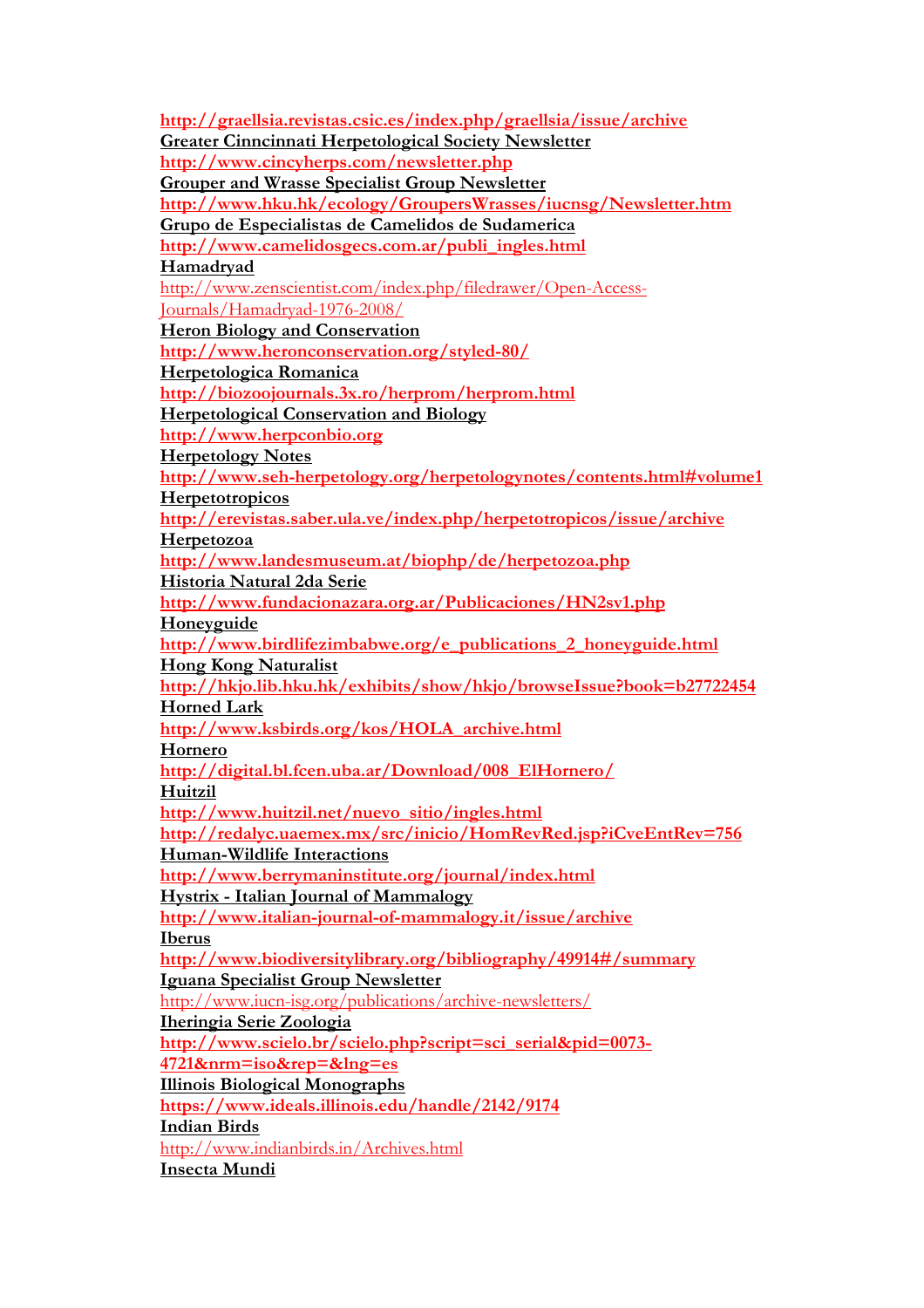http://graellsia.revistas.csic.es/index.php/graellsia/issue/archive

Greater Cinncinnati Herpetological Society Newsletter

http://www.cincyherps.com/newsletter.php

Grouper and Wrasse Specialist Group Newsletter

http://www.hku.hk/ecology/GroupersWrasses/iucnsg/Newsletter.htm

Grupo de Especialistas de Camelidos de Sudamerica

http://www.camelidosgecs.com.ar/publi_ingles.html

Hamadryad

http://www.zenscientist.com/index.php/filedrawer/Open-Access-Journals/Hamadryad-1976-2008/

Heron Biology and Conservation

http://www.heronconservation.org/styled-80/

Herpetologica Romanica

http://biozoojournals.3x.ro/herprom/herprom.html

Herpetological Conservation and Biology

http://www.herpconbio.org

Herpetology Notes

http://www.seh-herpetology.org/herpetologynotes/contents.html#volume1

Herpetotropicos

http://erevistas.saber.ula.ve/index.php/herpetotropicos/issue/archive

Herpetozoa

http://www.landesmuseum.at/biophp/de/herpetozoa.php

Historia Natural 2da Serie

http://www.fundacionazara.org.ar/Publicaciones/HN2sv1.php

Honeyguide

http://www.birdlifezimbabwe.org/e_publications_2_honeyguide.html

Hong Kong Naturalist

http://hkjo.lib.hku.hk/exhibits/show/hkjo/browseIssue?book=b27722454

Horned Lark

http://www.ksbirds.org/kos/HOLA_archive.html

Hornero

http://digital.bl.fcen.uba.ar/Download/008_ElHornero/

Huitzil

http://www.huitzil.net/nuevo_sitio/ingles.html

http://redalyc.uaemex.mx/src/inicio/HomRevRed.jsp?iCveEntRev=756

Human-Wildlife Interactions

http://www.berrymaninstitute.org/journal/index.html

Hystrix - Italian Journal of Mammalogy

http://www.italian-journal-of-mammalogy.it/issue/archive

Iberus

http://www.biodiversitylibrary.org/bibliography/49914#/summary

Iguana Specialist Group Newsletter

http://www.iucn-isg.org/publications/archive-newsletters/

Iheringia Serie Zoologia

http://www.scielo.br/scielo.php?script=sci_serial&pid=0073-4721&nrm=iso&rep=&lng=es

Illinois Biological Monographs

https://www.ideals.illinois.edu/handle/2142/9174

Indian Birds

http://www.indianbirds.in/Archives.html

Insecta Mundi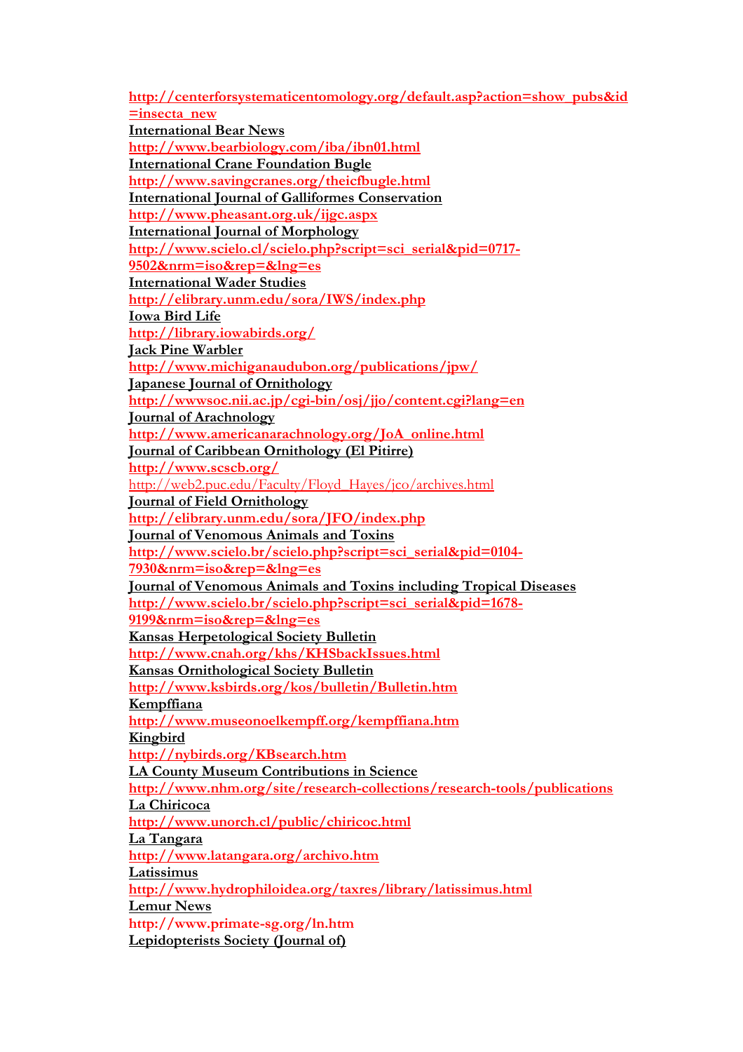http://centerforsystematicentomology.org/default.asp?action=show_pubs&id=insecta_new

International Bear News

http://www.bearbiology.com/iba/ibn01.html

International Crane Foundation Bugle

http://www.savingcranes.org/theicfbugle.html

International Journal of Galliformes Conservation

http://www.pheasant.org.uk/ijgc.aspx

International Journal of Morphology

http://www.scielo.cl/scielo.php?script=sci_serial&pid=0717-9502&nrm=iso&rep=&lng=es

International Wader Studies

http://elibrary.unm.edu/sora/IWS/index.php

Iowa Bird Life

http://library.iowabirds.org/

Jack Pine Warbler

http://www.michiganaudubon.org/publications/jpw/

Japanese Journal of Ornithology

http://wwwsoc.nii.ac.jp/cgi-bin/osj/jjo/content.cgi?lang=en

Journal of Arachnology

http://www.americanarachnology.org/JoA_online.html

Journal of Caribbean Ornithology (El Pitirre)

http://www.scscb.org/

http://web2.puc.edu/Faculty/Floyd_Hayes/jco/archives.html

Journal of Field Ornithology

http://elibrary.unm.edu/sora/JFO/index.php

Journal of Venomous Animals and Toxins

http://www.scielo.br/scielo.php?script=sci_serial&pid=0104-7930&nrm=iso&rep=&lng=es

Journal of Venomous Animals and Toxins including Tropical Diseases

http://www.scielo.br/scielo.php?script=sci_serial&pid=1678-9199&nrm=iso&rep=&lng=es

Kansas Herpetological Society Bulletin

http://www.cnah.org/khs/KHSbackIssues.html

Kansas Ornithological Society Bulletin

http://www.ksbirds.org/kos/bulletin/Bulletin.htm

Kempffiana

http://www.museonoelkempff.org/kempffiana.htm

Kingbird

http://nybirds.org/KBsearch.htm

LA County Museum Contributions in Science

http://www.nhm.org/site/research-collections/research-tools/publications

La Chiricoca

http://www.unorch.cl/public/chiricoc.html

La Tangara

http://www.latangara.org/archivo.htm

Latissimus

http://www.hydrophiloidea.org/taxres/library/latissimus.html

Lemur News

http://www.primate-sg.org/ln.htm

Lepidopterists Society (Journal of)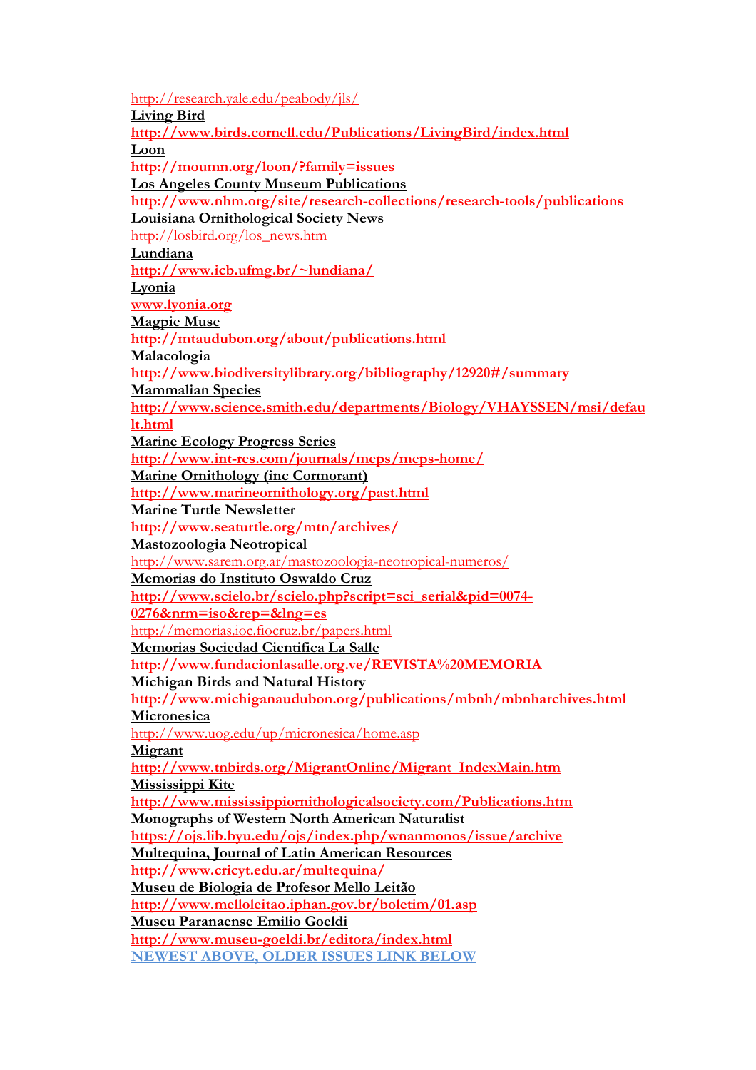http://research.yale.edu/peabody/jls/

**Living Bird**

**http://www.birds.cornell.edu/Publications/LivingBird/index.html**

**Loon**

**http://moumn.org/loon/?family=issues**

**Los Angeles County Museum Publications**

**http://www.nhm.org/site/research-collections/research-tools/publications**

**Louisiana Ornithological Society News**

http://losbird.org/los_news.htm

**Lundiana**

**http://www.icb.ufmg.br/~lundiana/**

**Lyonia**

**www.lyonia.org**

**Magpie Muse**

**http://mtaudubon.org/about/publications.html**

**Malacologia**

**http://www.biodiversitylibrary.org/bibliography/12920#/summary**

**Mammalian Species**

**http://www.science.smith.edu/departments/Biology/VHAYSSEN/msi/default.html**

**Marine Ecology Progress Series**

**http://www.int-res.com/journals/meps/meps-home/**

**Marine Ornithology (inc Cormorant)**

**http://www.marineornithology.org/past.html**

**Marine Turtle Newsletter**

**http://www.seaturtle.org/mtn/archives/**

**Mastozoologia Neotropical**

http://www.sarem.org.ar/mastozoologia-neotropical-numeros/

**Memorias do Instituto Oswaldo Cruz**

**http://www.scielo.br/scielo.php?script=sci_serial&pid=0074-0276&nrm=iso&rep=&lng=es**

http://memorias.ioc.fiocruz.br/papers.html

**Memorias Sociedad Cientifica La Salle**

**http://www.fundacionlasalle.org.ve/REVISTA%20MEMORIA**

**Michigan Birds and Natural History**

**http://www.michiganaudubon.org/publications/mbnh/mbnharchives.html**

**Micronesica**

http://www.uog.edu/up/micronesica/home.asp

**Migrant**

**http://www.tnbirds.org/MigrantOnline/Migrant_IndexMain.htm**

**Mississippi Kite**

**http://www.mississippiornithologicalsociety.com/Publications.htm**

**Monographs of Western North American Naturalist**

**https://ojs.lib.byu.edu/ojs/index.php/wnanmonos/issue/archive**

**Multequina, Journal of Latin American Resources**

**http://www.cricyt.edu.ar/multequina/**

**Museu de Biologia de Profesor Mello Leitão**

**http://www.melloleitao.iphan.gov.br/boletim/01.asp**

**Museu Paranaense Emilio Goeldi**

**http://www.museu-goeldi.br/editora/index.html**

NEWEST ABOVE, OLDER ISSUES LINK BELOW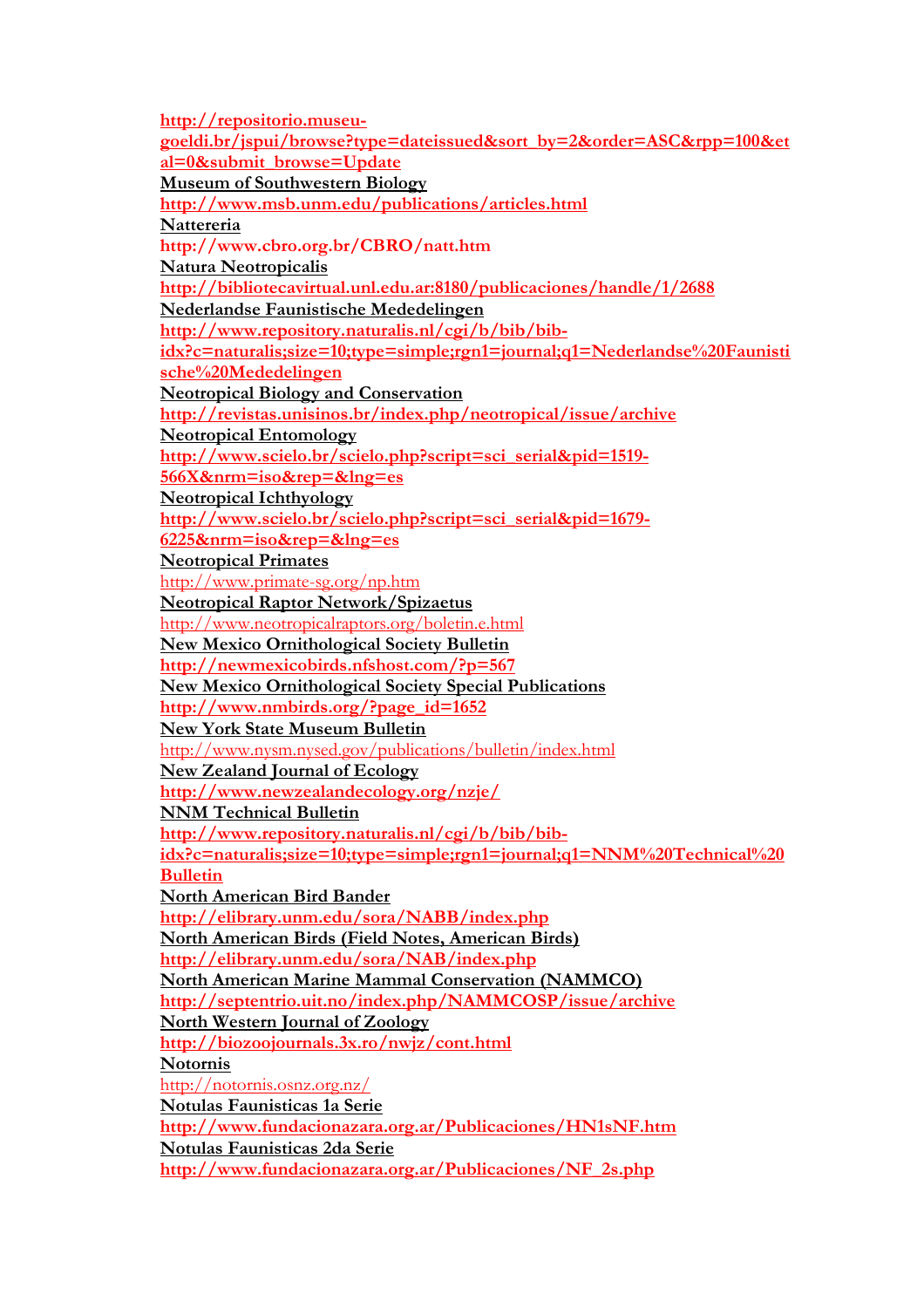http://repositorio.museu-goeldi.br/jspui/browse?type=dateissued&sort_by=2&order=ASC&rpp=100&etal=0&submit_browse=Update

Museum of Southwestern Biology

http://www.msb.unm.edu/publications/articles.html

Nattereria

http://www.cbro.org.br/CBRO/natt.htm

Natura Neotropicalis

http://bibliotecavirtual.unl.edu.ar:8180/publicaciones/handle/1/2688

Nederlandse Faunistische Mededelingen

http://www.repository.naturalis.nl/cgi/b/bib/bib-idx?c=naturalis;size=10;type=simple;rgn1=journal;q1=Nederlandse%20Faunistische%20Mededelingen

Neotropical Biology and Conservation

http://revistas.unisinos.br/index.php/neotropical/issue/archive

Neotropical Entomology

http://www.scielo.br/scielo.php?script=sci_serial&pid=1519-566X&nrm=iso&rep=&lng=es

Neotropical Ichthyology

http://www.scielo.br/scielo.php?script=sci_serial&pid=1679-6225&nrm=iso&rep=&lng=es

Neotropical Primates

http://www.primate-sg.org/np.htm

Neotropical Raptor Network/Spizaetus

http://www.neotropicalraptors.org/boletin.e.html

New Mexico Ornithological Society Bulletin

http://newmexicobirds.nfshost.com/?p=567

New Mexico Ornithological Society Special Publications

http://www.nmbirds.org/?page_id=1652

New York State Museum Bulletin

http://www.nysm.nysed.gov/publications/bulletin/index.html

New Zealand Journal of Ecology

http://www.newzealandecology.org/nzje/

NNM Technical Bulletin

http://www.repository.naturalis.nl/cgi/b/bib/bib-idx?c=naturalis;size=10;type=simple;rgn1=journal;q1=NNM%20Technical%20Bulletin

North American Bird Bander

http://elibrary.unm.edu/sora/NABB/index.php

North American Birds (Field Notes, American Birds)

http://elibrary.unm.edu/sora/NAB/index.php

North American Marine Mammal Conservation (NAMMCO)

http://septentrio.uit.no/index.php/NAMMCOSP/issue/archive

North Western Journal of Zoology

http://biozoojournals.3x.ro/nwjz/cont.html

Notornis

http://notornis.osnz.org.nz/

Notulas Faunisticas 1a Serie

http://www.fundacionazara.org.ar/Publicaciones/HN1sNF.htm

Notulas Faunisticas 2da Serie

http://www.fundacionazara.org.ar/Publicaciones/NF_2s.php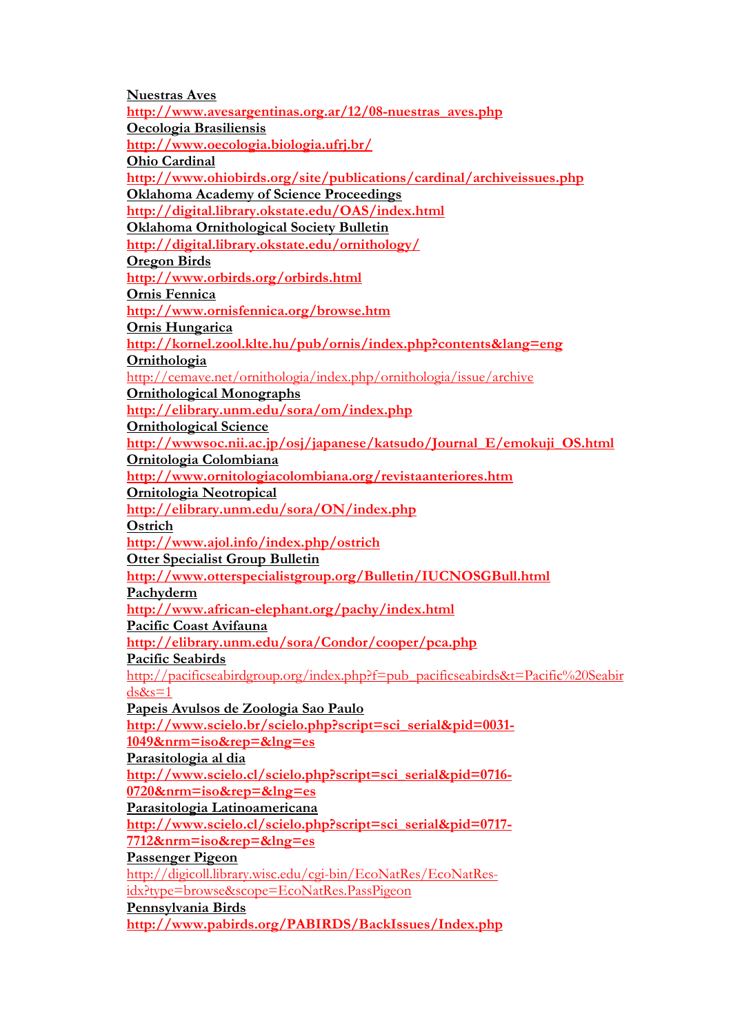**Nuestras Aves**
**http://www.avesargentinas.org.ar/12/08-nuestras_aves.php**
**Oecologia Brasiliensis**
**http://www.oecologia.biologia.ufrj.br/**
**Ohio Cardinal**
**http://www.ohiobirds.org/site/publications/cardinal/archiveissues.php**
**Oklahoma Academy of Science Proceedings**
**http://digital.library.okstate.edu/OAS/index.html**
**Oklahoma Ornithological Society Bulletin**
**http://digital.library.okstate.edu/ornithology/**
**Oregon Birds**
**http://www.orbirds.org/orbirds.html**
**Ornis Fennica**
**http://www.ornisfennica.org/browse.htm**
**Ornis Hungarica**
**http://kornel.zool.klte.hu/pub/ornis/index.php?contents&lang=eng**
**Ornithologia**
http://cemave.net/ornithologia/index.php/ornithologia/issue/archive
**Ornithological Monographs**
**http://elibrary.unm.edu/sora/om/index.php**
**Ornithological Science**
**http://wwwsoc.nii.ac.jp/osj/japanese/katsudo/Journal_E/emokuji_OS.html**
**Ornitologia Colombiana**
**http://www.ornitologiacolombiana.org/revistaanteriores.htm**
**Ornitologia Neotropical**
**http://elibrary.unm.edu/sora/ON/index.php**
**Ostrich**
**http://www.ajol.info/index.php/ostrich**
**Otter Specialist Group Bulletin**
**http://www.otterspecialistgroup.org/Bulletin/IUCNOSGBull.html**
**Pachyderm**
**http://www.african-elephant.org/pachy/index.html**
**Pacific Coast Avifauna**
**http://elibrary.unm.edu/sora/Condor/cooper/pca.php**
**Pacific Seabirds**
http://pacificseabirdgroup.org/index.php?f=pub_pacificseabirds&t=Pacific%20Seabirds&s=1
**Papeis Avulsos de Zoologia Sao Paulo**
**http://www.scielo.br/scielo.php?script=sci_serial&pid=0031-1049&nrm=iso&rep=&lng=es**
**Parasitologia al dia**
**http://www.scielo.cl/scielo.php?script=sci_serial&pid=0716-0720&nrm=iso&rep=&lng=es**
**Parasitologia Latinoamericana**
**http://www.scielo.cl/scielo.php?script=sci_serial&pid=0717-7712&nrm=iso&rep=&lng=es**
**Passenger Pigeon**
http://digicoll.library.wisc.edu/cgi-bin/EcoNatRes/EcoNatRes-idx?type=browse&scope=EcoNatRes.PassPigeon
**Pennsylvania Birds**
**http://www.pabirds.org/PABIRDS/BackIssues/Index.php**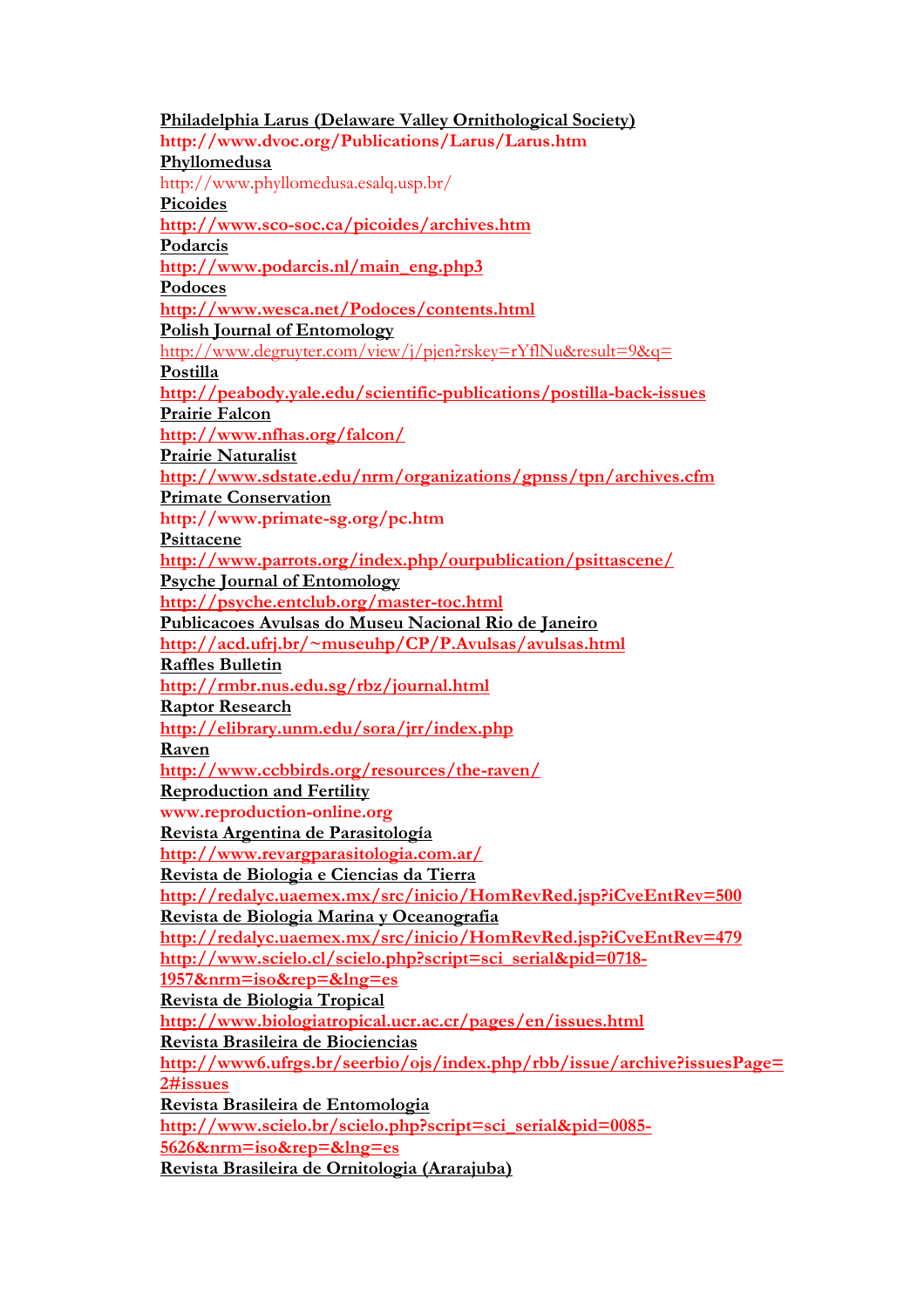**Philadelphia Larus (Delaware Valley Ornithological Society)**
**http://www.dvoc.org/Publications/Larus/Larus.htm**
**Phyllomedusa**
http://www.phyllomedusa.esalq.usp.br/
**Picoides**
**http://www.sco-soc.ca/picoides/archives.htm**
**Podarcis**
**http://www.podarcis.nl/main_eng.php3**
**Podoces**
**http://www.wesca.net/Podoces/contents.html**
**Polish Journal of Entomology**
http://www.degruyter.com/view/j/pjen?rskey=rYflNu&result=9&q=
**Postilla**
**http://peabody.yale.edu/scientific-publications/postilla-back-issues**
**Prairie Falcon**
**http://www.nfhas.org/falcon/**
**Prairie Naturalist**
**http://www.sdstate.edu/nrm/organizations/gpnss/tpn/archives.cfm**
**Primate Conservation**
**http://www.primate-sg.org/pc.htm**
**Psittacene**
**http://www.parrots.org/index.php/ourpublication/psittascene/**
**Psyche Journal of Entomology**
**http://psyche.entclub.org/master-toc.html**
**Publicacoes Avulsas do Museu Nacional Rio de Janeiro**
**http://acd.ufrj.br/~museuhp/CP/P.Avulsas/avulsas.html**
**Raffles Bulletin**
**http://rmbr.nus.edu.sg/rbz/journal.html**
**Raptor Research**
**http://elibrary.unm.edu/sora/jrr/index.php**
**Raven**
**http://www.ccbbirds.org/resources/the-raven/**
**Reproduction and Fertility**
**www.reproduction-online.org**
**Revista Argentina de Parasitología**
**http://www.revargparasitologia.com.ar/**
**Revista de Biologia e Ciencias da Tierra**
**http://redalyc.uaemex.mx/src/inicio/HomRevRed.jsp?iCveEntRev=500**
**Revista de Biologia Marina y Oceanografia**
**http://redalyc.uaemex.mx/src/inicio/HomRevRed.jsp?iCveEntRev=479**
**http://www.scielo.cl/scielo.php?script=sci_serial&pid=0718-1957&nrm=iso&rep=&lng=es**
**Revista de Biologia Tropical**
**http://www.biologiatropical.ucr.ac.cr/pages/en/issues.html**
**Revista Brasileira de Biociencias**
**http://www6.ufrgs.br/seerbio/ojs/index.php/rbb/issue/archive?issuesPage=2#issues**
**Revista Brasileira de Entomologia**
**http://www.scielo.br/scielo.php?script=sci_serial&pid=0085-5626&nrm=iso&rep=&lng=es**
**Revista Brasileira de Ornitologia (Ararajuba)**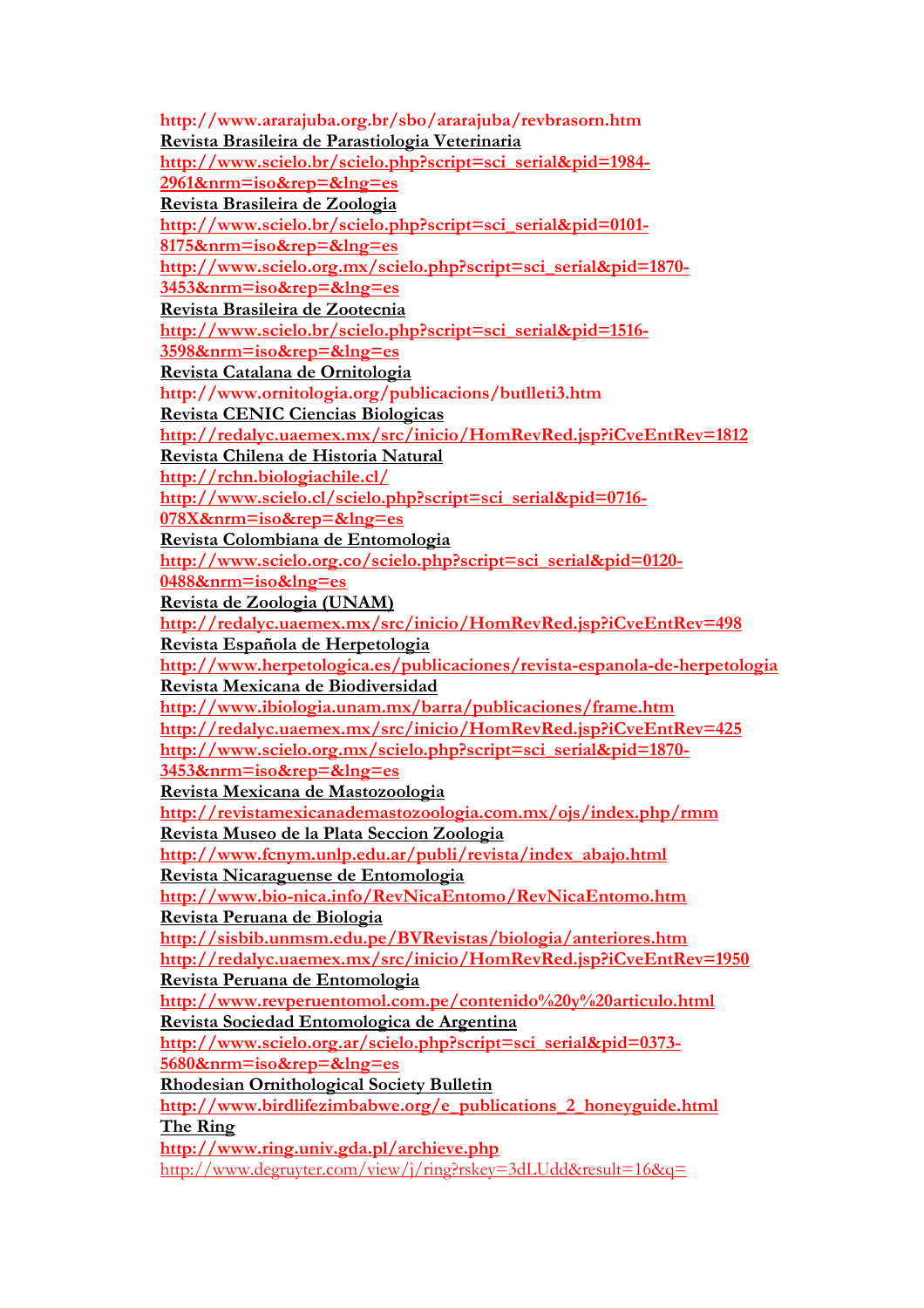http://www.ararajuba.org.br/sbo/ararajuba/revbrasorn.htm

Revista Brasileira de Parastiologia Veterinaria

http://www.scielo.br/scielo.php?script=sci_serial&pid=1984-2961&nrm=iso&rep=&lng=es

Revista Brasileira de Zoologia

http://www.scielo.br/scielo.php?script=sci_serial&pid=0101-8175&nrm=iso&rep=&lng=es

http://www.scielo.org.mx/scielo.php?script=sci_serial&pid=1870-3453&nrm=iso&rep=&lng=es

Revista Brasileira de Zootecnia

http://www.scielo.br/scielo.php?script=sci_serial&pid=1516-3598&nrm=iso&rep=&lng=es

Revista Catalana de Ornitologia

http://www.ornitologia.org/publicacions/butlleti3.htm

Revista CENIC Ciencias Biologicas

http://redalyc.uaemex.mx/src/inicio/HomRevRed.jsp?iCveEntRev=1812

Revista Chilena de Historia Natural

http://rchn.biologiachile.cl/

http://www.scielo.cl/scielo.php?script=sci_serial&pid=0716-078X&nrm=iso&rep=&lng=es

Revista Colombiana de Entomologia

http://www.scielo.org.co/scielo.php?script=sci_serial&pid=0120-0488&nrm=iso&lng=es

Revista de Zoologia (UNAM)

http://redalyc.uaemex.mx/src/inicio/HomRevRed.jsp?iCveEntRev=498

Revista Española de Herpetologia

http://www.herpetologica.es/publicaciones/revista-espanola-de-herpetologia

Revista Mexicana de Biodiversidad

http://www.ibiologia.unam.mx/barra/publicaciones/frame.htm

http://redalyc.uaemex.mx/src/inicio/HomRevRed.jsp?iCveEntRev=425

http://www.scielo.org.mx/scielo.php?script=sci_serial&pid=1870-3453&nrm=iso&rep=&lng=es

Revista Mexicana de Mastozoologia

http://revistamexicanademastozoologia.com.mx/ojs/index.php/rmm

Revista Museo de la Plata Seccion Zoologia

http://www.fcnym.unlp.edu.ar/publi/revista/index_abajo.html

Revista Nicaraguense de Entomologia

http://www.bio-nica.info/RevNicaEntomo/RevNicaEntomo.htm

Revista Peruana de Biologia

http://sisbib.unmsm.edu.pe/BVRevistas/biologia/anteriores.htm

http://redalyc.uaemex.mx/src/inicio/HomRevRed.jsp?iCveEntRev=1950

Revista Peruana de Entomologia

http://www.revperuentomol.com.pe/contenido%20y%20articulo.html

Revista Sociedad Entomologica de Argentina

http://www.scielo.org.ar/scielo.php?script=sci_serial&pid=0373-5680&nrm=iso&rep=&lng=es

Rhodesian Ornithological Society Bulletin

http://www.birdlifezimbabwe.org/e_publications_2_honeyguide.html

The Ring

http://www.ring.univ.gda.pl/archieve.php

http://www.degruyter.com/view/j/ring?rskey=3dLUdd&result=16&q=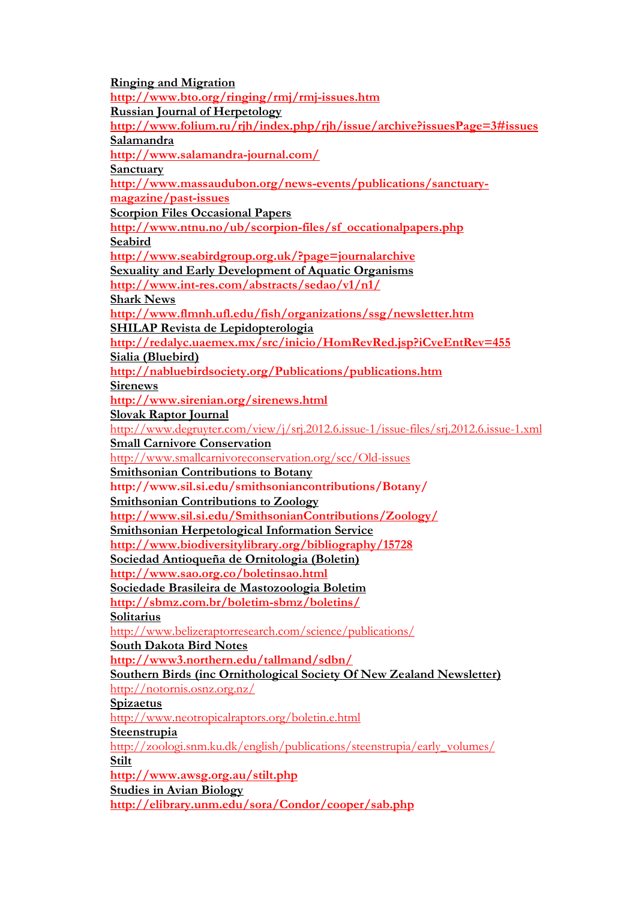Ringing and Migration
http://www.bto.org/ringing/rmj/rmj-issues.htm
Russian Journal of Herpetology
http://www.folium.ru/rjh/index.php/rjh/issue/archive?issuesPage=3#issues
Salamandra
http://www.salamandra-journal.com/
Sanctuary
http://www.massaudubon.org/news-events/publications/sanctuary-magazine/past-issues
Scorpion Files Occasional Papers
http://www.ntnu.no/ub/scorpion-files/sf_occationalpapers.php
Seabird
http://www.seabirdgroup.org.uk/?page=journalarchive
Sexuality and Early Development of Aquatic Organisms
http://www.int-res.com/abstracts/sedao/v1/n1/
Shark News
http://www.flmnh.ufl.edu/fish/organizations/ssg/newsletter.htm
SHILAP Revista de Lepidopterologia
http://redalyc.uaemex.mx/src/inicio/HomRevRed.jsp?iCveEntRev=455
Sialia (Bluebird)
http://nabluebirdsociety.org/Publications/publications.htm
Sirenews
http://www.sirenian.org/sirenews.html
Slovak Raptor Journal
http://www.degruyter.com/view/j/srj.2012.6.issue-1/issue-files/srj.2012.6.issue-1.xml
Small Carnivore Conservation
http://www.smallcarnivoreconservation.org/scc/Old-issues
Smithsonian Contributions to Botany
http://www.sil.si.edu/smithsoniancontributions/Botany/
Smithsonian Contributions to Zoology
http://www.sil.si.edu/SmithsonianContributions/Zoology/
Smithsonian Herpetological Information Service
http://www.biodiversitylibrary.org/bibliography/15728
Sociedad Antioqueña de Ornitologia (Boletin)
http://www.sao.org.co/boletinsao.html
Sociedade Brasileira de Mastozoologia Boletim
http://sbmz.com.br/boletim-sbmz/boletins/
Solitarius
http://www.belizeraptorresearch.com/science/publications/
South Dakota Bird Notes
http://www3.northern.edu/tallmand/sdbn/
Southern Birds (inc Ornithological Society Of New Zealand Newsletter)
http://notornis.osnz.org.nz/
Spizaetus
http://www.neotropicalraptors.org/boletin.e.html
Steenstrupia
http://zoologi.snm.ku.dk/english/publications/steenstrupia/early_volumes/
Stilt
http://www.awsg.org.au/stilt.php
Studies in Avian Biology
http://elibrary.unm.edu/sora/Condor/cooper/sab.php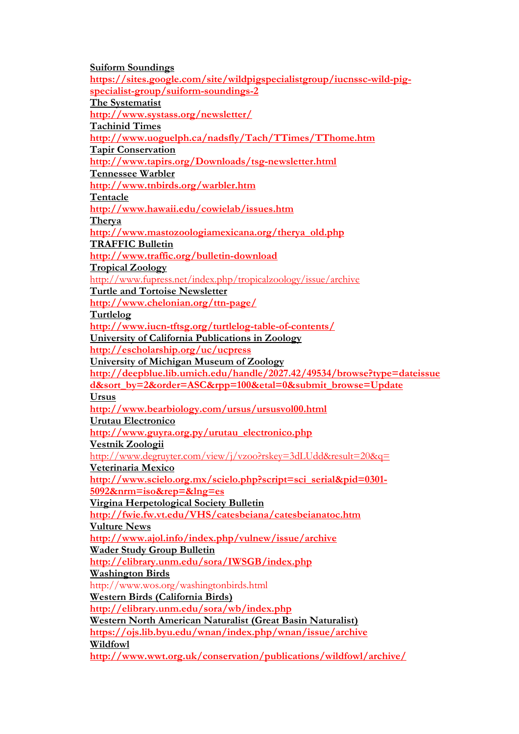**Suiform Soundings**
https://sites.google.com/site/wildpigspecialistgroup/iucnssc-wild-pig-specialist-group/suiform-soundings-2
**The Systematist**
http://www.systass.org/newsletter/
**Tachinid Times**
http://www.uoguelph.ca/nadsfly/Tach/TTimes/TThome.htm
**Tapir Conservation**
http://www.tapirs.org/Downloads/tsg-newsletter.html
**Tennessee Warbler**
http://www.tnbirds.org/warbler.htm
**Tentacle**
http://www.hawaii.edu/cowielab/issues.htm
**Therya**
http://www.mastozoologiamexicana.org/therya_old.php
**TRAFFIC Bulletin**
http://www.traffic.org/bulletin-download
**Tropical Zoology**
http://www.fupress.net/index.php/tropicalzoology/issue/archive
**Turtle and Tortoise Newsletter**
http://www.chelonian.org/ttn-page/
**Turtlelog**
http://www.iucn-tftsg.org/turtlelog-table-of-contents/
**University of California Publications in Zoology**
http://escholarship.org/uc/ucpress
**University of Michigan Museum of Zoology**
http://deepblue.lib.umich.edu/handle/2027.42/49534/browse?type=dateissued&sort_by=2&order=ASC&rpp=100&etal=0&submit_browse=Update
**Ursus**
http://www.bearbiology.com/ursus/ursusvol00.html
**Urutau Electronico**
http://www.guyra.org.py/urutau_electronico.php
**Vestnik Zoologii**
http://www.degruyter.com/view/j/vzoo?rskey=3dLUdd&result=20&q=
**Veterinaria Mexico**
http://www.scielo.org.mx/scielo.php?script=sci_serial&pid=0301-5092&nrm=iso&rep=&lng=es
**Virgina Herpetological Society Bulletin**
http://fwie.fw.vt.edu/VHS/catesbeiana/catesbeianatoc.htm
**Vulture News**
http://www.ajol.info/index.php/vulnew/issue/archive
**Wader Study Group Bulletin**
http://elibrary.unm.edu/sora/IWSGB/index.php
**Washington Birds**
http://www.wos.org/washingtonbirds.html
**Western Birds (California Birds)**
http://elibrary.unm.edu/sora/wb/index.php
**Western North American Naturalist (Great Basin Naturalist)**
https://ojs.lib.byu.edu/wnan/index.php/wnan/issue/archive
**Wildfowl**
http://www.wwt.org.uk/conservation/publications/wildfowl/archive/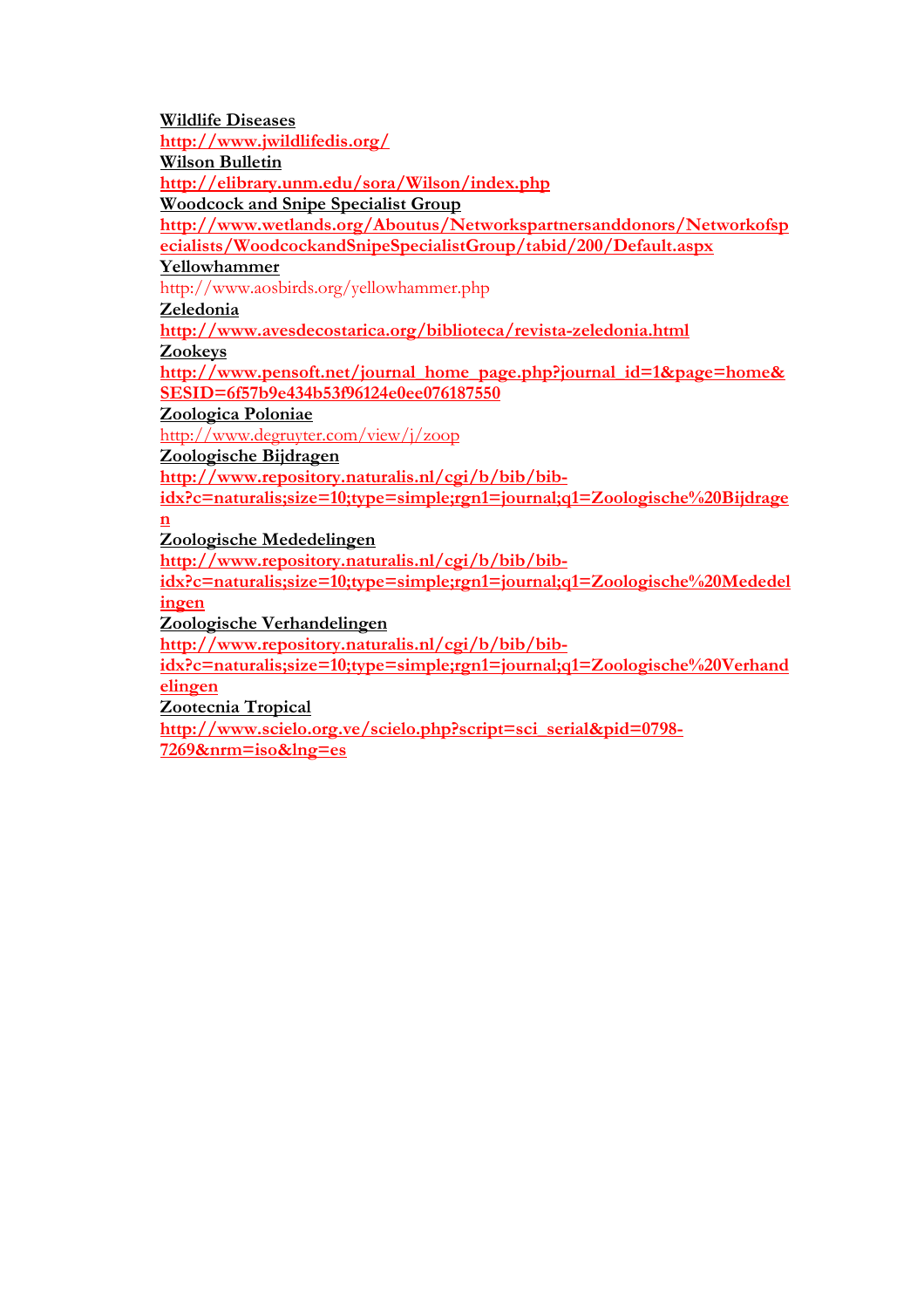**Wildlife Diseases**
**http://www.jwildlifedis.org/**
**Wilson Bulletin**
**http://elibrary.unm.edu/sora/Wilson/index.php**
**Woodcock and Snipe Specialist Group**
**http://www.wetlands.org/Aboutus/Networkspartnersanddonors/Networkofspecialists/WoodcockandSnipeSpecialistGroup/tabid/200/Default.aspx**
**Yellowhammer**
http://www.aosbirds.org/yellowhammer.php
**Zeledonia**
**http://www.avesdecostarica.org/biblioteca/revista-zeledonia.html**
**Zookeys**
**http://www.pensoft.net/journal_home_page.php?journal_id=1&page=home&SESID=6f57b9e434b53f96124e0ee076187550**
**Zoologica Poloniae**
http://www.degruyter.com/view/j/zoop
**Zoologische Bijdragen**
**http://www.repository.naturalis.nl/cgi/b/bib/bib-idx?c=naturalis;size=10;type=simple;rgn1=journal;q1=Zoologische%20Bijdragen**
**Zoologische Mededelingen**
**http://www.repository.naturalis.nl/cgi/b/bib/bib-idx?c=naturalis;size=10;type=simple;rgn1=journal;q1=Zoologische%20Mededelingen**
**Zoologische Verhandelingen**
**http://www.repository.naturalis.nl/cgi/b/bib/bib-idx?c=naturalis;size=10;type=simple;rgn1=journal;q1=Zoologische%20Verhandelingen**
**Zootecnia Tropical**
**http://www.scielo.org.ve/scielo.php?script=sci_serial&pid=0798-7269&nrm=iso&lng=es**